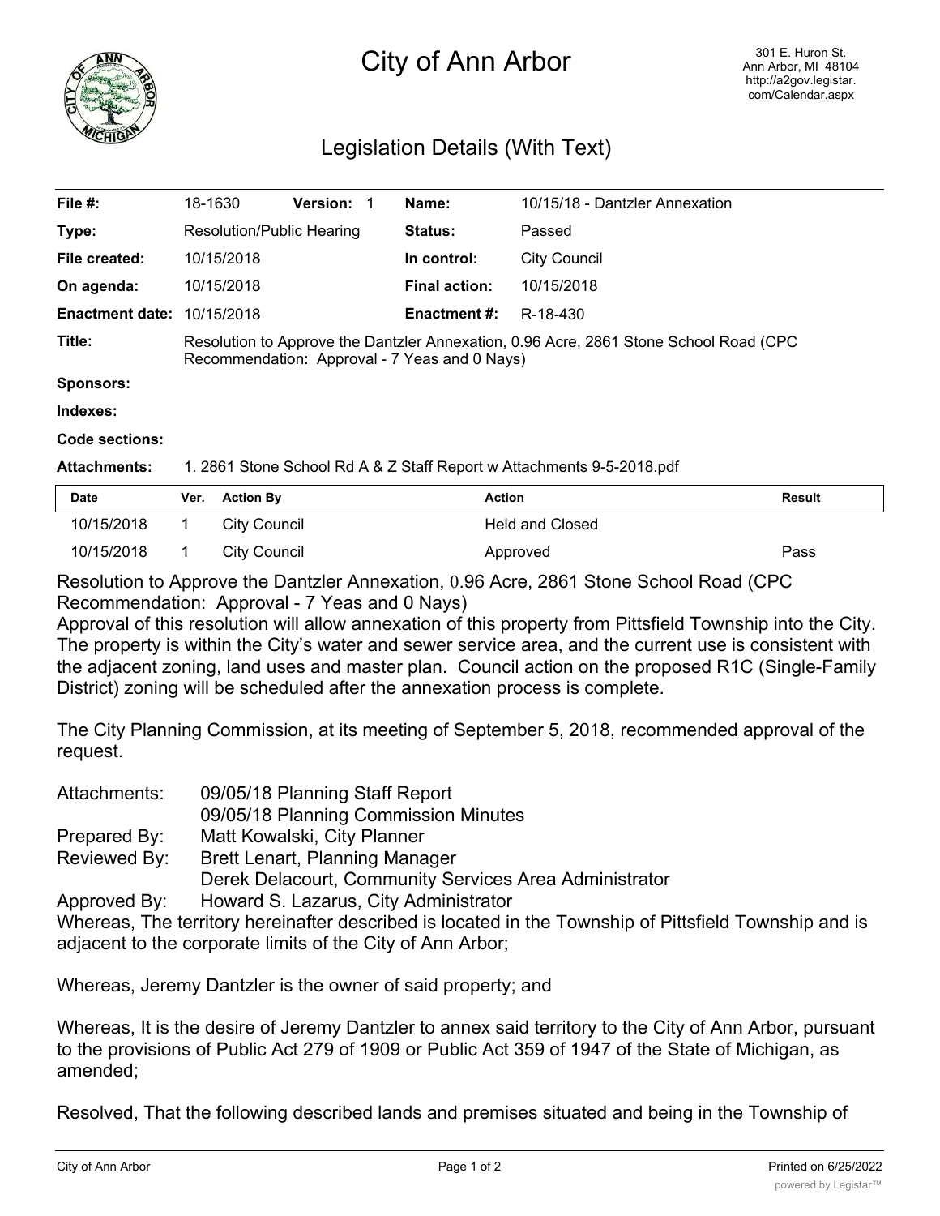# City of Ann Arbor

301 E. Huron St.
Ann Arbor, MI 48104
http://a2gov.legistar.com/Calendar.aspx

## Legislation Details (With Text)

**File #:** 18-1630 **Version:** 1 **Name:** 10/15/18 - Dantzler Annexation

**Type:** Resolution/Public Hearing **Status:** Passed

**File created:** 10/15/2018 **In control:** City Council

**On agenda:** 10/15/2018 **Final action:** 10/15/2018

**Enactment date:** 10/15/2018 **Enactment #:** R-18-430

**Title:** Resolution to Approve the Dantzler Annexation, 0.96 Acre, 2861 Stone School Road (CPC Recommendation: Approval - 7 Yeas and 0 Nays)

**Sponsors:**

**Indexes:**

**Code sections:**

**Attachments:** 1. 2861 Stone School Rd A & Z Staff Report w Attachments 9-5-2018.pdf

| Date | Ver. | Action By | Action | Result |
|---|---|---|---|---|
| 10/15/2018 | 1 | City Council | Held and Closed | |
| 10/15/2018 | 1 | City Council | Approved | Pass |

Resolution to Approve the Dantzler Annexation, 0.96 Acre, 2861 Stone School Road (CPC Recommendation: Approval - 7 Yeas and 0 Nays)

Approval of this resolution will allow annexation of this property from Pittsfield Township into the City. The property is within the City's water and sewer service area, and the current use is consistent with the adjacent zoning, land uses and master plan. Council action on the proposed R1C (Single-Family District) zoning will be scheduled after the annexation process is complete.

The City Planning Commission, at its meeting of September 5, 2018, recommended approval of the request.

Attachments: 09/05/18 Planning Staff Report
09/05/18 Planning Commission Minutes

Prepared By: Matt Kowalski, City Planner

Reviewed By: Brett Lenart, Planning Manager
Derek Delacourt, Community Services Area Administrator

Approved By: Howard S. Lazarus, City Administrator

Whereas, The territory hereinafter described is located in the Township of Pittsfield Township and is adjacent to the corporate limits of the City of Ann Arbor;

Whereas, Jeremy Dantzler is the owner of said property; and

Whereas, It is the desire of Jeremy Dantzler to annex said territory to the City of Ann Arbor, pursuant to the provisions of Public Act 279 of 1909 or Public Act 359 of 1947 of the State of Michigan, as amended;

Resolved, That the following described lands and premises situated and being in the Township of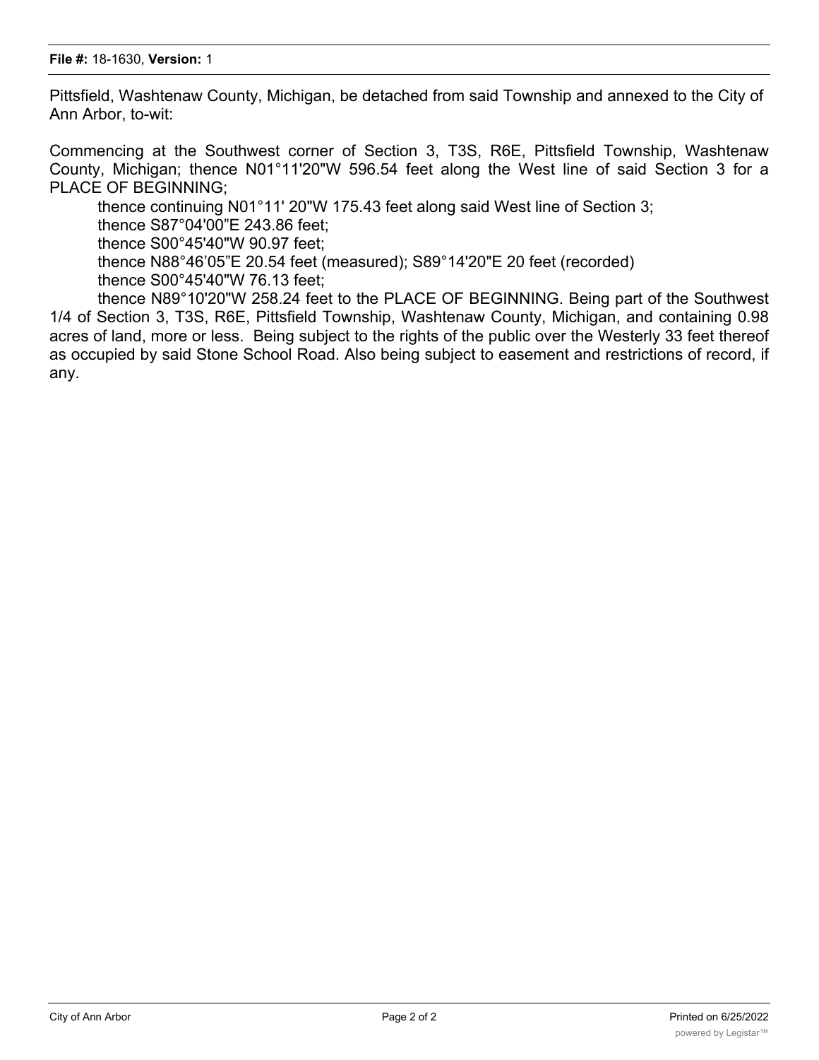Pittsfield, Washtenaw County, Michigan, be detached from said Township and annexed to the City of Ann Arbor, to-wit:

Commencing at the Southwest corner of Section 3, T3S, R6E, Pittsfield Township, Washtenaw County, Michigan; thence N01°11'20"W 596.54 feet along the West line of said Section 3 for a PLACE OF BEGINNING;

thence continuing N01°11' 20"W 175.43 feet along said West line of Section 3;

thence S87°04'00"E 243.86 feet;

thence S00°45'40"W 90.97 feet;

thence N88°46'05"E 20.54 feet (measured); S89°14'20"E 20 feet (recorded)

thence S00°45'40"W 76.13 feet;

thence N89°10'20"W 258.24 feet to the PLACE OF BEGINNING. Being part of the Southwest 1/4 of Section 3, T3S, R6E, Pittsfield Township, Washtenaw County, Michigan, and containing 0.98 acres of land, more or less. Being subject to the rights of the public over the Westerly 33 feet thereof as occupied by said Stone School Road. Also being subject to easement and restrictions of record, if any.